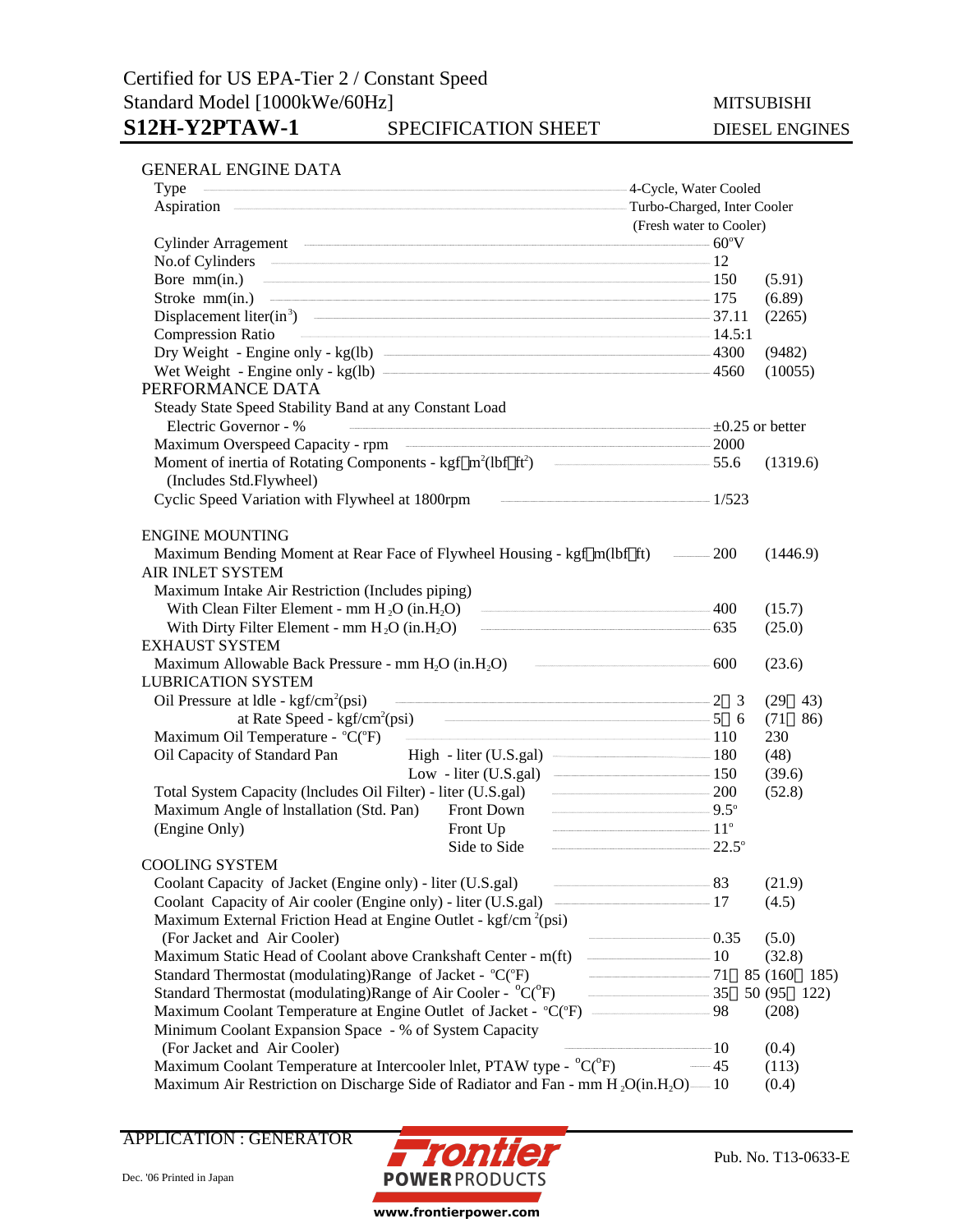Certified for US EPA-Tier 2 / Constant Speed
Standard Model [1000kWe/60Hz]

# S12H-Y2PTAW-1 SPECIFICATION SHEET

MITSUBISHI DIESEL ENGINES

## GENERAL ENGINE DATA

| Item | Value | |
|---|---|---|
| Type | 4-Cycle, Water Cooled | |
| Aspiration | Turbo-Charged, Inter Cooler (Fresh water to Cooler) | |
| Cylinder Arragement | 60°V | |
| No.of Cylinders | 12 | |
| Bore mm(in.) | 150 | (5.91) |
| Stroke mm(in.) | 175 | (6.89) |
| Displacement liter(in$^3$) | 37.11 | (2265) |
| Compression Ratio | 14.5:1 | |
| Dry Weight - Engine only - kg(lb) | 4300 | (9482) |
| Wet Weight - Engine only - kg(lb) | 4560 | (10055) |

## PERFORMANCE DATA

| Item | Value | |
|---|---|---|
| Steady State Speed Stability Band at any Constant Load | | |
| Electric Governor - % | ±0.25 or better | |
| Maximum Overspeed Capacity - rpm | 2000 | |
| Moment of inertia of Rotating Components - kgf·m$^2$(lbf·ft$^2$) (Includes Std.Flywheel) | 55.6 | (1319.6) |
| Cyclic Speed Variation with Flywheel at 1800rpm | 1/523 | |

## ENGINE MOUNTING

| Item | Value | |
|---|---|---|
| Maximum Bending Moment at Rear Face of Flywheel Housing - kgf·m(lbf·ft) | 200 | (1446.9) |

## AIR INLET SYSTEM

| Item | Value | |
|---|---|---|
| Maximum Intake Air Restriction (Includes piping) | | |
| With Clean Filter Element - mm $H_2O$ (in.$H_2O$) | 400 | (15.7) |
| With Dirty Filter Element - mm $H_2O$ (in.$H_2O$) | 635 | (25.0) |

## EXHAUST SYSTEM

| Item | Value | |
|---|---|---|
| Maximum Allowable Back Pressure - mm $H_2O$ (in.$H_2O$) | 600 | (23.6) |

## LUBRICATION SYSTEM

| Item | Value | |
|---|---|---|
| Oil Pressure at Idle - kgf/cm$^2$(psi) | 2～3 | (29～43) |
| Oil Pressure at Rate Speed - kgf/cm$^2$(psi) | 5～6 | (71～86) |
| Maximum Oil Temperature - °C(°F) | 110 | 230 |
| Oil Capacity of Standard Pan — High - liter (U.S.gal) | 180 | (48) |
| Oil Capacity of Standard Pan — Low - liter (U.S.gal) | 150 | (39.6) |
| Total System Capacity (Includes Oil Filter) - liter (U.S.gal) | 200 | (52.8) |
| Maximum Angle of Installation (Std. Pan) (Engine Only) — Front Down | 9.5° | |
| Front Up | 11° | |
| Side to Side | 22.5° | |

## COOLING SYSTEM

| Item | Value | |
|---|---|---|
| Coolant Capacity of Jacket (Engine only) - liter (U.S.gal) | 83 | (21.9) |
| Coolant Capacity of Air cooler (Engine only) - liter (U.S.gal) | 17 | (4.5) |
| Maximum External Friction Head at Engine Outlet - kgf/cm$^2$(psi) (For Jacket and Air Cooler) | 0.35 | (5.0) |
| Maximum Static Head of Coolant above Crankshaft Center - m(ft) | 10 | (32.8) |
| Standard Thermostat (modulating)Range of Jacket - °C(°F) | 71～85 | (160～185) |
| Standard Thermostat (modulating)Range of Air Cooler - °C(°F) | 35～50 | (95～122) |
| Maximum Coolant Temperature at Engine Outlet of Jacket - °C(°F) | 98 | (208) |
| Minimum Coolant Expansion Space - % of System Capacity (For Jacket and Air Cooler) | 10 | (0.4) |
| Maximum Coolant Temperature at Intercooler Inlet, PTAW type - °C(°F) | 45 | (113) |
| Maximum Air Restriction on Discharge Side of Radiator and Fan - mm $H_2O$(in.$H_2O$) | 10 | (0.4) |

APPLICATION : GENERATOR

Dec. '06 Printed in Japan

Frontier POWER PRODUCTS
www.frontierpower.com

Pub. No. T13-0633-E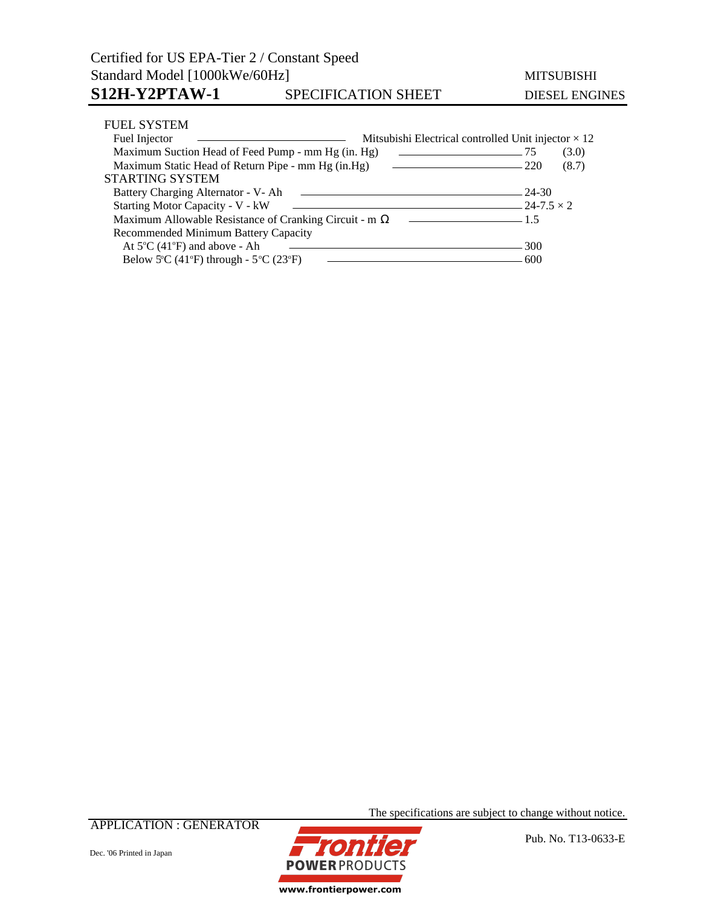## FUEL SYSTEM

| Item | Value | |
|---|---|---|
| Fuel Injector | Mitsubishi Electrical controlled Unit injector × 12 | |
| Maximum Suction Head of Feed Pump - mm Hg (in. Hg) | 75 | (3.0) |
| Maximum Static Head of Return Pipe - mm Hg (in.Hg) | 220 | (8.7) |

## STARTING SYSTEM

| Item | Value |
|---|---|
| Battery Charging Alternator - V- Ah | 24-30 |
| Starting Motor Capacity - V - kW | 24-7.5 × 2 |
| Maximum Allowable Resistance of Cranking Circuit - m Ω | 1.5 |
| Recommended Minimum Battery Capacity | |
| At 5°C (41°F) and above - Ah | 300 |
| Below 5°C (41°F) through - 5°C (23°F) | 600 |

The specifications are subject to change without notice.

APPLICATION : GENERATOR

Pub. No. T13-0633-E

Dec. '06 Printed in Japan

Frontier POWER PRODUCTS

www.frontierpower.com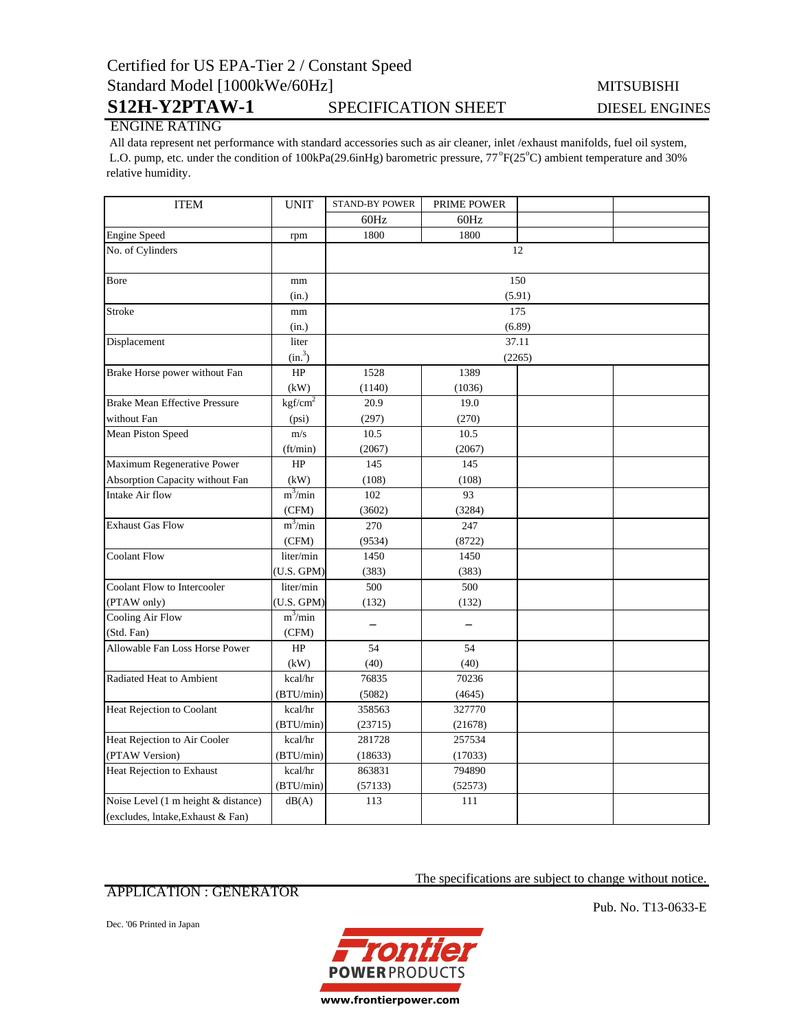Certified for US EPA-Tier 2 / Constant Speed

Standard Model [1000kWe/60Hz]

# S12H-Y2PTAW-1 SPECIFICATION SHEET

MITSUBISHI DIESEL ENGINES

## ENGINE RATING

All data represent net performance with standard accessories such as air cleaner, inlet /exhaust manifolds, fuel oil system, L.O. pump, etc. under the condition of 100kPa(29.6inHg) barometric pressure, 77°F(25°C) ambient temperature and 30% relative humidity.

| ITEM | UNIT | STAND-BY POWER | PRIME POWER | | |
|---|---|---|---|---|---|
| | | 60Hz | 60Hz | | |
| Engine Speed | rpm | 1800 | 1800 | | |
| No. of Cylinders | | 12 | | | |
| Bore | mm<br>(in.) | 150<br>(5.91) | | | |
| Stroke | mm<br>(in.) | 175<br>(6.89) | | | |
| Displacement | liter<br>($in.^3$) | 37.11<br>(2265) | | | |
| Brake Horse power without Fan | HP<br>(kW) | 1528<br>(1140) | 1389<br>(1036) | | |
| Brake Mean Effective Pressure without Fan | $kgf/cm^2$<br>(psi) | 20.9<br>(297) | 19.0<br>(270) | | |
| Mean Piston Speed | m/s<br>(ft/min) | 10.5<br>(2067) | 10.5<br>(2067) | | |
| Maximum Regenerative Power Absorption Capacity without Fan | HP<br>(kW) | 145<br>(108) | 145<br>(108) | | |
| Intake Air flow | $m^3/min$<br>(CFM) | 102<br>(3602) | 93<br>(3284) | | |
| Exhaust Gas Flow | $m^3/min$<br>(CFM) | 270<br>(9534) | 247<br>(8722) | | |
| Coolant Flow | liter/min<br>(U.S. GPM) | 1450<br>(383) | 1450<br>(383) | | |
| Coolant Flow to Intercooler (PTAW only) | liter/min<br>(U.S. GPM) | 500<br>(132) | 500<br>(132) | | |
| Cooling Air Flow (Std. Fan) | $m^3/min$<br>(CFM) | – | – | | |
| Allowable Fan Loss Horse Power | HP<br>(kW) | 54<br>(40) | 54<br>(40) | | |
| Radiated Heat to Ambient | kcal/hr<br>(BTU/min) | 76835<br>(5082) | 70236<br>(4645) | | |
| Heat Rejection to Coolant | kcal/hr<br>(BTU/min) | 358563<br>(23715) | 327770<br>(21678) | | |
| Heat Rejection to Air Cooler (PTAW Version) | kcal/hr<br>(BTU/min) | 281728<br>(18633) | 257534<br>(17033) | | |
| Heat Rejection to Exhaust | kcal/hr<br>(BTU/min) | 863831<br>(57133) | 794890<br>(52573) | | |
| Noise Level (1 m height & distance) (excludes, Intake,Exhaust & Fan) | dB(A) | 113 | 111 | | |

The specifications are subject to change without notice.

APPLICATION : GENERATOR

Pub. No. T13-0633-E

Dec. '06 Printed in Japan

Frontier POWER PRODUCTS

www.frontierpower.com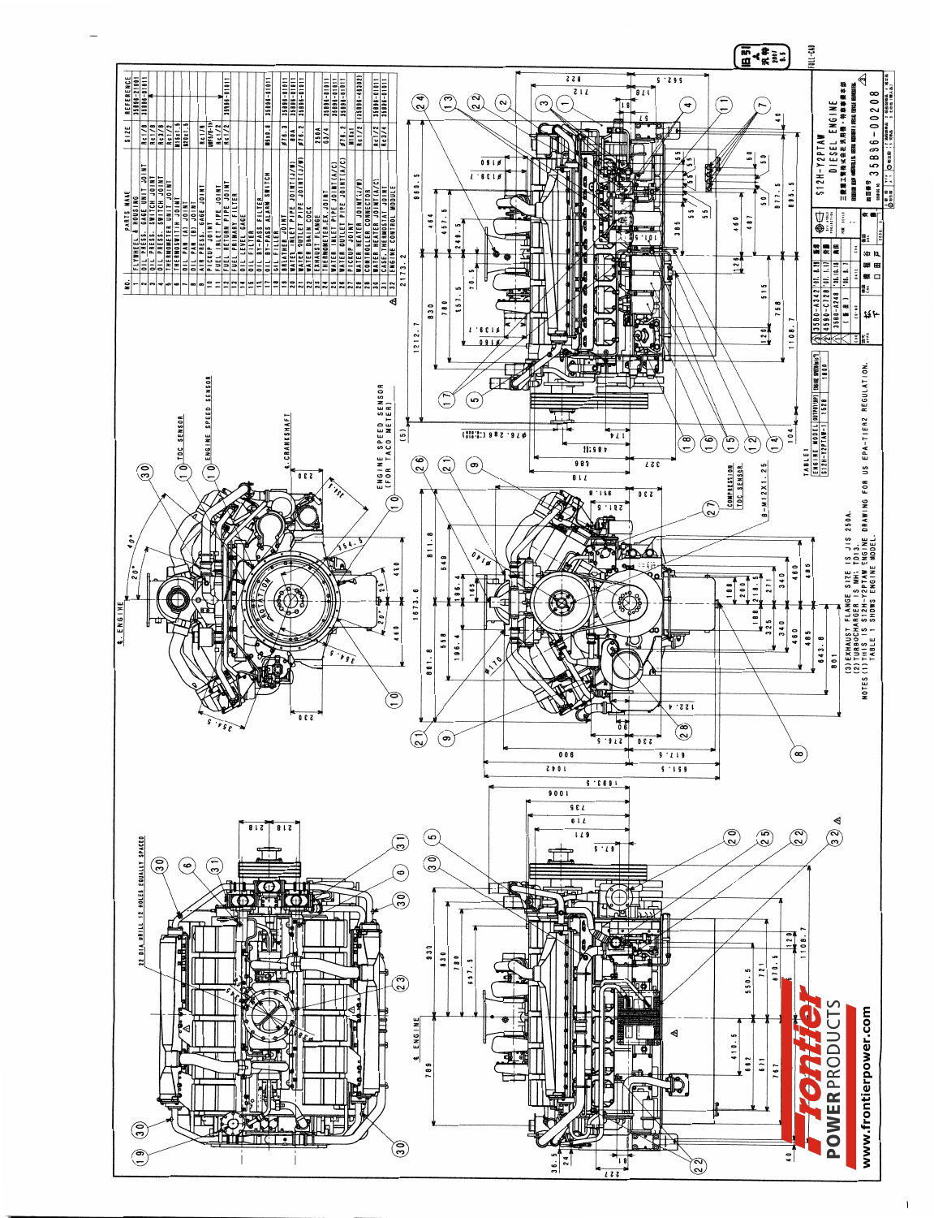| NO. | PARTS NAME | SIZE | REFERENCE |
|---|---|---|---|
| 1 | FLYWHEEL & HOUSING | | 35B96-01011 |
| 2 | OIL PRESS. GAGE UNIT JOINT | Rc1/8 | 35B96-01011 |
| 3 | OIL PRESS. SWITCH JOINT | Rc1/8 | |
| 4 | OIL PRESS. SWITCH JOINT | Rc3/8 | |
| 5 | THERMOMETER UNIT JOINT | Rc1/2 | |
| 6 | THERMOSWITCH JOINT | Rc1/2 | |
| 7 | OIL PAN (A) JOINT | M16x1.5 | |
| 8 | OIL PAN (B) JOINT | M20x1.5 | |
| 9 | AIR PRESS. GAGE JOINT | Rc1/8 | 35B96-01011 |
| 10 | PICKUP JOINT | UNF5/8-18 | |
| 11 | FUEL INLET PIPE JOINT | Rc1/2 | |
| 12 | FUEL RETURN PIPE JOINT | Rc1/2 | 35B96-01011 |
| 13 | FUEL PRIMARY FILTER | | |
| 14 | OIL LEVEL GAGE | | |
| 15 | OIL FILTER | | |
| 16 | OIL BY-PASS FILTER | | |
| 17 | OIL BY-PASS ALARM SWITCH | M5x0.8 | 35B96-01011 |
| 18 | OIL FILLER | | |
| 19 | BREATHER JOINT | | |
| 20 | WATER INLET PIPE JOINT(J/W) | φ76.3 | 35B96-01011 |
| 21 | WATER OUTLET PIPE JOINT(J/W) | 80A | 35B96-01011 |
| 22 | WATER DRAIN COCK | φ76.2 | 35B96-01011 |
| 23 | EXHAUST FLANGE | 250A | |
| 24 | THERMOMETER.EX.JOINT | G3/4 | 35B96-01011 |
| 25 | WATER INLET PIPE JOINT(A/C) | φ76.2 | 35B96-01011 |
| 26 | WATER OUTLET PIPE JOINT(A/C) | φ76.2 | 35B96-01011 |
| 27 | PICKUP JOINT | M16x1 | |
| 28 | WATER HEATER JOINT(J/W) | Rc1/2 | (35B96-43202) |
| 29 | CONTROLLER CONNECTOR | | |
| 30 | WATER HEATER JOINT(A/C) | Rc1/2 | 35B96-01011 |
| 31 | CASE,THERMOSTAT JOINT | Rc3/4 | 35B96-01011 |
| 32 | ENGINE CONTROL MODULE | | |

TABLE1

| ENGINE MODEL | OUTPUT(kW) | ENGINE SPEED(min⁻¹) |
|---|---|---|
| S12H-Y2PTAW-1 | 1520 | 1800 |

NOTES (1) THIS IS S12H-Y2PTAW ENGINE DRAWING FOR US EPA-TIER2 REGULATION. TABLE 1 SHOWS ENGINE MODEL.
(2) TURBOCHARGER IS MHI TD13.
(3) EXHAUST FLANGE SIZE IS JIS 250A.

22 DIA.DRILL 12 HOLES EQUALLY SPACED

ENGINE SPEED SENSOR (FOR TACO METER)

TDC SENSOR

COMPRESSION TDC SENSOR

8-M12X1.25

ROTATION

S12H-Y2PTAW

DIESEL ENGINE

三菱重工業株式会社 汎用機・特車事業本部

DRAWING NO. 35B96-00208

Frontier POWER PRODUCTS

www.frontierpower.com